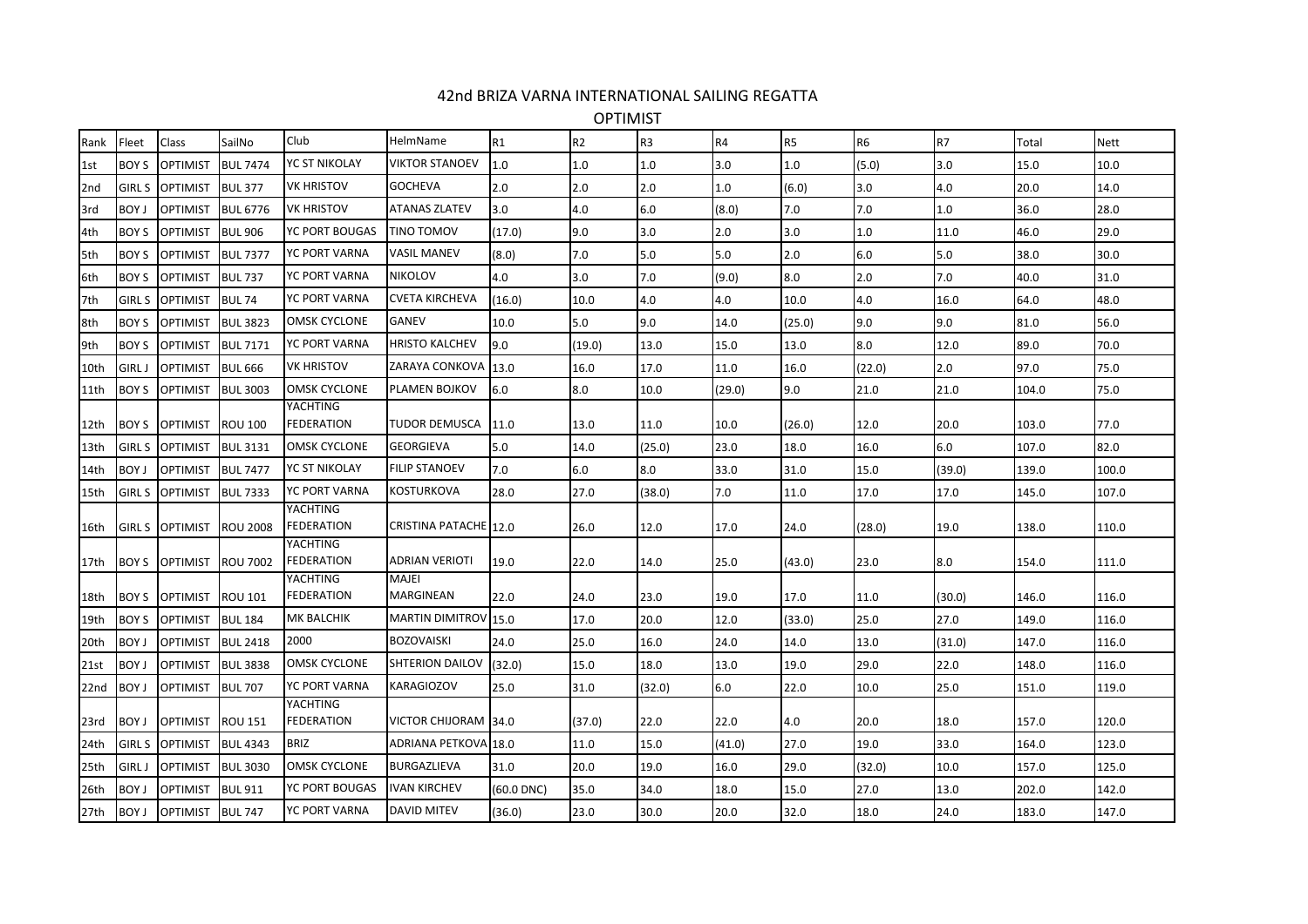# 42nd BRIZA VARNA INTERNATIONAL SAILING REGATTA

## OPTIMIST

| Rank | Fleet | Class | SailNo | Club | HelmName | R1 | R2 | R3 | R4 | R5 | R6 | R7 | Total | Nett |
|---|---|---|---|---|---|---|---|---|---|---|---|---|---|---|
| 1st | BOY S | OPTIMIST | BUL 7474 | YC ST NIKOLAY | VIKTOR STANOEV | 1.0 | 1.0 | 1.0 | 3.0 | 1.0 | (5.0) | 3.0 | 15.0 | 10.0 |
| 2nd | GIRL S | OPTIMIST | BUL 377 | VK HRISTOV | GOCHEVA | 2.0 | 2.0 | 2.0 | 1.0 | (6.0) | 3.0 | 4.0 | 20.0 | 14.0 |
| 3rd | BOY J | OPTIMIST | BUL 6776 | VK HRISTOV | ATANAS ZLATEV | 3.0 | 4.0 | 6.0 | (8.0) | 7.0 | 7.0 | 1.0 | 36.0 | 28.0 |
| 4th | BOY S | OPTIMIST | BUL 906 | YC PORT BOUGAS | TINO TOMOV | (17.0) | 9.0 | 3.0 | 2.0 | 3.0 | 1.0 | 11.0 | 46.0 | 29.0 |
| 5th | BOY S | OPTIMIST | BUL 7377 | YC PORT VARNA | VASIL MANEV | (8.0) | 7.0 | 5.0 | 5.0 | 2.0 | 6.0 | 5.0 | 38.0 | 30.0 |
| 6th | BOY S | OPTIMIST | BUL 737 | YC PORT VARNA | NIKOLOV | 4.0 | 3.0 | 7.0 | (9.0) | 8.0 | 2.0 | 7.0 | 40.0 | 31.0 |
| 7th | GIRL S | OPTIMIST | BUL 74 | YC PORT VARNA | CVETA KIRCHEVA | (16.0) | 10.0 | 4.0 | 4.0 | 10.0 | 4.0 | 16.0 | 64.0 | 48.0 |
| 8th | BOY S | OPTIMIST | BUL 3823 | OMSK CYCLONE | GANEV | 10.0 | 5.0 | 9.0 | 14.0 | (25.0) | 9.0 | 9.0 | 81.0 | 56.0 |
| 9th | BOY S | OPTIMIST | BUL 7171 | YC PORT VARNA | HRISTO KALCHEV | 9.0 | (19.0) | 13.0 | 15.0 | 13.0 | 8.0 | 12.0 | 89.0 | 70.0 |
| 10th | GIRL J | OPTIMIST | BUL 666 | VK HRISTOV | ZARAYA CONKOVA | 13.0 | 16.0 | 17.0 | 11.0 | 16.0 | (22.0) | 2.0 | 97.0 | 75.0 |
| 11th | BOY S | OPTIMIST | BUL 3003 | OMSK CYCLONE | PLAMEN BOJKOV | 6.0 | 8.0 | 10.0 | (29.0) | 9.0 | 21.0 | 21.0 | 104.0 | 75.0 |
| 12th | BOY S | OPTIMIST | ROU 100 | YACHTING FEDERATION | TUDOR DEMUSCA | 11.0 | 13.0 | 11.0 | 10.0 | (26.0) | 12.0 | 20.0 | 103.0 | 77.0 |
| 13th | GIRL S | OPTIMIST | BUL 3131 | OMSK CYCLONE | GEORGIEVA | 5.0 | 14.0 | (25.0) | 23.0 | 18.0 | 16.0 | 6.0 | 107.0 | 82.0 |
| 14th | BOY J | OPTIMIST | BUL 7477 | YC ST NIKOLAY | FILIP STANOEV | 7.0 | 6.0 | 8.0 | 33.0 | 31.0 | 15.0 | (39.0) | 139.0 | 100.0 |
| 15th | GIRL S | OPTIMIST | BUL 7333 | YC PORT VARNA | KOSTURKOVA | 28.0 | 27.0 | (38.0) | 7.0 | 11.0 | 17.0 | 17.0 | 145.0 | 107.0 |
| 16th | GIRL S | OPTIMIST | ROU 2008 | YACHTING FEDERATION | CRISTINA PATACHE | 12.0 | 26.0 | 12.0 | 17.0 | 24.0 | (28.0) | 19.0 | 138.0 | 110.0 |
| 17th | BOY S | OPTIMIST | ROU 7002 | YACHTING FEDERATION | ADRIAN VERIOTI | 19.0 | 22.0 | 14.0 | 25.0 | (43.0) | 23.0 | 8.0 | 154.0 | 111.0 |
| 18th | BOY S | OPTIMIST | ROU 101 | YACHTING FEDERATION | MAJEI MARGINEAN | 22.0 | 24.0 | 23.0 | 19.0 | 17.0 | 11.0 | (30.0) | 146.0 | 116.0 |
| 19th | BOY S | OPTIMIST | BUL 184 | MK BALCHIK | MARTIN DIMITROV | 15.0 | 17.0 | 20.0 | 12.0 | (33.0) | 25.0 | 27.0 | 149.0 | 116.0 |
| 20th | BOY J | OPTIMIST | BUL 2418 | 2000 | BOZOVAISKI | 24.0 | 25.0 | 16.0 | 24.0 | 14.0 | 13.0 | (31.0) | 147.0 | 116.0 |
| 21st | BOY J | OPTIMIST | BUL 3838 | OMSK CYCLONE | SHTERION DAILOV | (32.0) | 15.0 | 18.0 | 13.0 | 19.0 | 29.0 | 22.0 | 148.0 | 116.0 |
| 22nd | BOY J | OPTIMIST | BUL 707 | YC PORT VARNA | KARAGIOZOV | 25.0 | 31.0 | (32.0) | 6.0 | 22.0 | 10.0 | 25.0 | 151.0 | 119.0 |
| 23rd | BOY J | OPTIMIST | ROU 151 | YACHTING FEDERATION | VICTOR CHIJORAM | 34.0 | (37.0) | 22.0 | 22.0 | 4.0 | 20.0 | 18.0 | 157.0 | 120.0 |
| 24th | GIRL S | OPTIMIST | BUL 4343 | BRIZ | ADRIANA PETKOVA | 18.0 | 11.0 | 15.0 | (41.0) | 27.0 | 19.0 | 33.0 | 164.0 | 123.0 |
| 25th | GIRL J | OPTIMIST | BUL 3030 | OMSK CYCLONE | BURGAZLIEVA | 31.0 | 20.0 | 19.0 | 16.0 | 29.0 | (32.0) | 10.0 | 157.0 | 125.0 |
| 26th | BOY J | OPTIMIST | BUL 911 | YC PORT BOUGAS | IVAN KIRCHEV | (60.0 DNC) | 35.0 | 34.0 | 18.0 | 15.0 | 27.0 | 13.0 | 202.0 | 142.0 |
| 27th | BOY J | OPTIMIST | BUL 747 | YC PORT VARNA | DAVID MITEV | (36.0) | 23.0 | 30.0 | 20.0 | 32.0 | 18.0 | 24.0 | 183.0 | 147.0 |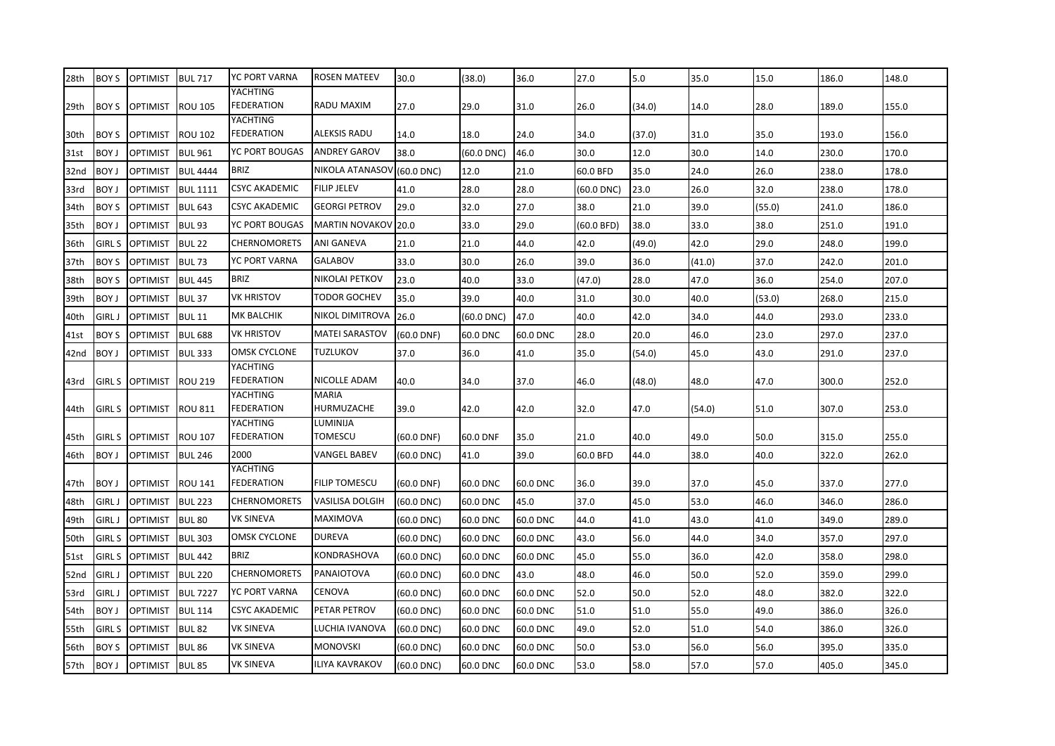| 28th | BOY S | OPTIMIST | BUL 717 | YC PORT VARNA | ROSEN MATEEV | 30.0 | (38.0) | 36.0 | 27.0 | 5.0 | 35.0 | 15.0 | 186.0 | 148.0 |
|---|---|---|---|---|---|---|---|---|---|---|---|---|---|---|
| 29th | BOY S | OPTIMIST | ROU 105 | YACHTING FEDERATION | RADU MAXIM | 27.0 | 29.0 | 31.0 | 26.0 | (34.0) | 14.0 | 28.0 | 189.0 | 155.0 |
| 30th | BOY S | OPTIMIST | ROU 102 | YACHTING FEDERATION | ALEKSIS RADU | 14.0 | 18.0 | 24.0 | 34.0 | (37.0) | 31.0 | 35.0 | 193.0 | 156.0 |
| 31st | BOY J | OPTIMIST | BUL 961 | YC PORT BOUGAS | ANDREY GAROV | 38.0 | (60.0 DNC) | 46.0 | 30.0 | 12.0 | 30.0 | 14.0 | 230.0 | 170.0 |
| 32nd | BOY J | OPTIMIST | BUL 4444 | BRIZ | NIKOLA ATANASOV | (60.0 DNC) | 12.0 | 21.0 | 60.0 BFD | 35.0 | 24.0 | 26.0 | 238.0 | 178.0 |
| 33rd | BOY J | OPTIMIST | BUL 1111 | CSYC AKADEMIC | FILIP JELEV | 41.0 | 28.0 | 28.0 | (60.0 DNC) | 23.0 | 26.0 | 32.0 | 238.0 | 178.0 |
| 34th | BOY S | OPTIMIST | BUL 643 | CSYC AKADEMIC | GEORGI PETROV | 29.0 | 32.0 | 27.0 | 38.0 | 21.0 | 39.0 | (55.0) | 241.0 | 186.0 |
| 35th | BOY J | OPTIMIST | BUL 93 | YC PORT BOUGAS | MARTIN NOVAKOV | 20.0 | 33.0 | 29.0 | (60.0 BFD) | 38.0 | 33.0 | 38.0 | 251.0 | 191.0 |
| 36th | GIRL S | OPTIMIST | BUL 22 | CHERNOMORETS | ANI GANEVA | 21.0 | 21.0 | 44.0 | 42.0 | (49.0) | 42.0 | 29.0 | 248.0 | 199.0 |
| 37th | BOY S | OPTIMIST | BUL 73 | YC PORT VARNA | GALABOV | 33.0 | 30.0 | 26.0 | 39.0 | 36.0 | (41.0) | 37.0 | 242.0 | 201.0 |
| 38th | BOY S | OPTIMIST | BUL 445 | BRIZ | NIKOLAI PETKOV | 23.0 | 40.0 | 33.0 | (47.0) | 28.0 | 47.0 | 36.0 | 254.0 | 207.0 |
| 39th | BOY J | OPTIMIST | BUL 37 | VK HRISTOV | TODOR GOCHEV | 35.0 | 39.0 | 40.0 | 31.0 | 30.0 | 40.0 | (53.0) | 268.0 | 215.0 |
| 40th | GIRL J | OPTIMIST | BUL 11 | MK BALCHIK | NIKOL DIMITROVA | 26.0 | (60.0 DNC) | 47.0 | 40.0 | 42.0 | 34.0 | 44.0 | 293.0 | 233.0 |
| 41st | BOY S | OPTIMIST | BUL 688 | VK HRISTOV | MATEI SARASTOV | (60.0 DNF) | 60.0 DNC | 60.0 DNC | 28.0 | 20.0 | 46.0 | 23.0 | 297.0 | 237.0 |
| 42nd | BOY J | OPTIMIST | BUL 333 | OMSK CYCLONE | TUZLUKOV | 37.0 | 36.0 | 41.0 | 35.0 | (54.0) | 45.0 | 43.0 | 291.0 | 237.0 |
| 43rd | GIRL S | OPTIMIST | ROU 219 | YACHTING FEDERATION | NICOLLE ADAM | 40.0 | 34.0 | 37.0 | 46.0 | (48.0) | 48.0 | 47.0 | 300.0 | 252.0 |
| 44th | GIRL S | OPTIMIST | ROU 811 | YACHTING FEDERATION | MARIA HURMUZACHE | 39.0 | 42.0 | 42.0 | 32.0 | 47.0 | (54.0) | 51.0 | 307.0 | 253.0 |
| 45th | GIRL S | OPTIMIST | ROU 107 | YACHTING FEDERATION | LUMINIJA TOMESCU | (60.0 DNF) | 60.0 DNF | 35.0 | 21.0 | 40.0 | 49.0 | 50.0 | 315.0 | 255.0 |
| 46th | BOY J | OPTIMIST | BUL 246 | 2000 | VANGEL BABEV | (60.0 DNC) | 41.0 | 39.0 | 60.0 BFD | 44.0 | 38.0 | 40.0 | 322.0 | 262.0 |
| 47th | BOY J | OPTIMIST | ROU 141 | YACHTING FEDERATION | FILIP TOMESCU | (60.0 DNF) | 60.0 DNC | 60.0 DNC | 36.0 | 39.0 | 37.0 | 45.0 | 337.0 | 277.0 |
| 48th | GIRL J | OPTIMIST | BUL 223 | CHERNOMORETS | VASILISA DOLGIH | (60.0 DNC) | 60.0 DNC | 45.0 | 37.0 | 45.0 | 53.0 | 46.0 | 346.0 | 286.0 |
| 49th | GIRL J | OPTIMIST | BUL 80 | VK SINEVA | MAXIMOVA | (60.0 DNC) | 60.0 DNC | 60.0 DNC | 44.0 | 41.0 | 43.0 | 41.0 | 349.0 | 289.0 |
| 50th | GIRL S | OPTIMIST | BUL 303 | OMSK CYCLONE | DUREVA | (60.0 DNC) | 60.0 DNC | 60.0 DNC | 43.0 | 56.0 | 44.0 | 34.0 | 357.0 | 297.0 |
| 51st | GIRL S | OPTIMIST | BUL 442 | BRIZ | KONDRASHOVA | (60.0 DNC) | 60.0 DNC | 60.0 DNC | 45.0 | 55.0 | 36.0 | 42.0 | 358.0 | 298.0 |
| 52nd | GIRL J | OPTIMIST | BUL 220 | CHERNOMORETS | PANAIOTOVA | (60.0 DNC) | 60.0 DNC | 43.0 | 48.0 | 46.0 | 50.0 | 52.0 | 359.0 | 299.0 |
| 53rd | GIRL J | OPTIMIST | BUL 7227 | YC PORT VARNA | CENOVA | (60.0 DNC) | 60.0 DNC | 60.0 DNC | 52.0 | 50.0 | 52.0 | 48.0 | 382.0 | 322.0 |
| 54th | BOY J | OPTIMIST | BUL 114 | CSYC AKADEMIC | PETAR PETROV | (60.0 DNC) | 60.0 DNC | 60.0 DNC | 51.0 | 51.0 | 55.0 | 49.0 | 386.0 | 326.0 |
| 55th | GIRL S | OPTIMIST | BUL 82 | VK SINEVA | LUCHIA IVANOVA | (60.0 DNC) | 60.0 DNC | 60.0 DNC | 49.0 | 52.0 | 51.0 | 54.0 | 386.0 | 326.0 |
| 56th | BOY S | OPTIMIST | BUL 86 | VK SINEVA | MONOVSKI | (60.0 DNC) | 60.0 DNC | 60.0 DNC | 50.0 | 53.0 | 56.0 | 56.0 | 395.0 | 335.0 |
| 57th | BOY J | OPTIMIST | BUL 85 | VK SINEVA | ILIYA KAVRAKOV | (60.0 DNC) | 60.0 DNC | 60.0 DNC | 53.0 | 58.0 | 57.0 | 57.0 | 405.0 | 345.0 |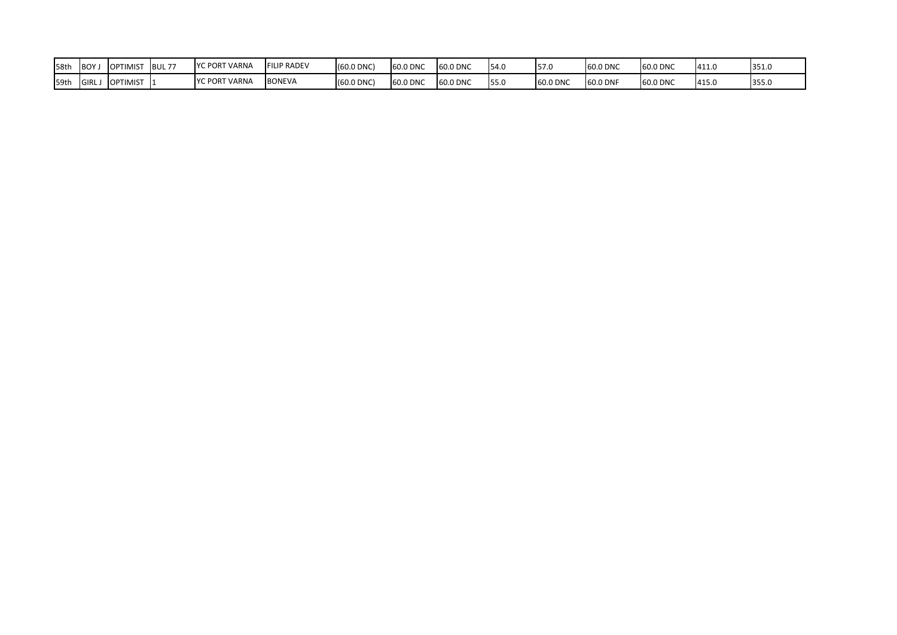| | | | | | | | | | | | | | | |
|---|---|---|---|---|---|---|---|---|---|---|---|---|---|---|
| 58th | BOY J | OPTIMIST | BUL 77 | YC PORT VARNA | FILIP RADEV | (60.0 DNC) | 60.0 DNC | 60.0 DNC | 54.0 | 57.0 | 60.0 DNC | 60.0 DNC | 411.0 | 351.0 |
| 59th | GIRL J | OPTIMIST | 1 | YC PORT VARNA | BONEVA | (60.0 DNC) | 60.0 DNC | 60.0 DNC | 55.0 | 60.0 DNC | 60.0 DNF | 60.0 DNC | 415.0 | 355.0 |